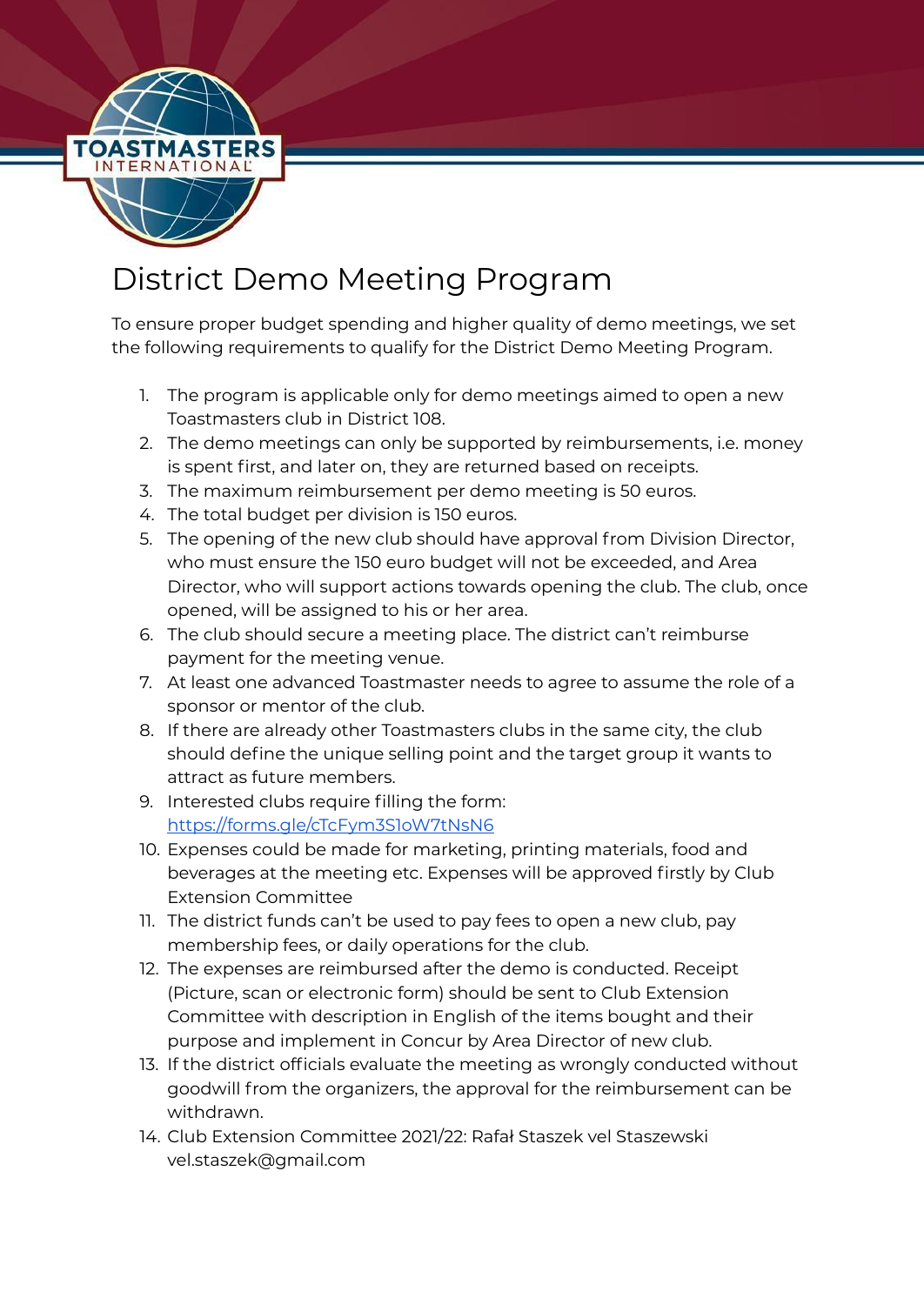# District Demo Meeting Program

To ensure proper budget spending and higher quality of demo meetings, we set the following requirements to qualify for the District Demo Meeting Program.

1. The program is applicable only for demo meetings aimed to open a new Toastmasters club in District 108.
2. The demo meetings can only be supported by reimbursements, i.e. money is spent first, and later on, they are returned based on receipts.
3. The maximum reimbursement per demo meeting is 50 euros.
4. The total budget per division is 150 euros.
5. The opening of the new club should have approval from Division Director, who must ensure the 150 euro budget will not be exceeded, and Area Director, who will support actions towards opening the club. The club, once opened, will be assigned to his or her area.
6. The club should secure a meeting place. The district can't reimburse payment for the meeting venue.
7. At least one advanced Toastmaster needs to agree to assume the role of a sponsor or mentor of the club.
8. If there are already other Toastmasters clubs in the same city, the club should define the unique selling point and the target group it wants to attract as future members.
9. Interested clubs require filling the form: [https://forms.gle/cTcFym3S1oW7tNsN6](https://forms.gle/cTcFym3S1oW7tNsN6)
10. Expenses could be made for marketing, printing materials, food and beverages at the meeting etc. Expenses will be approved firstly by Club Extension Committee
11. The district funds can't be used to pay fees to open a new club, pay membership fees, or daily operations for the club.
12. The expenses are reimbursed after the demo is conducted. Receipt (Picture, scan or electronic form) should be sent to Club Extension Committee with description in English of the items bought and their purpose and implement in Concur by Area Director of new club.
13. If the district officials evaluate the meeting as wrongly conducted without goodwill from the organizers, the approval for the reimbursement can be withdrawn.
14. Club Extension Committee 2021/22: Rafał Staszek vel Staszewski vel.staszek@gmail.com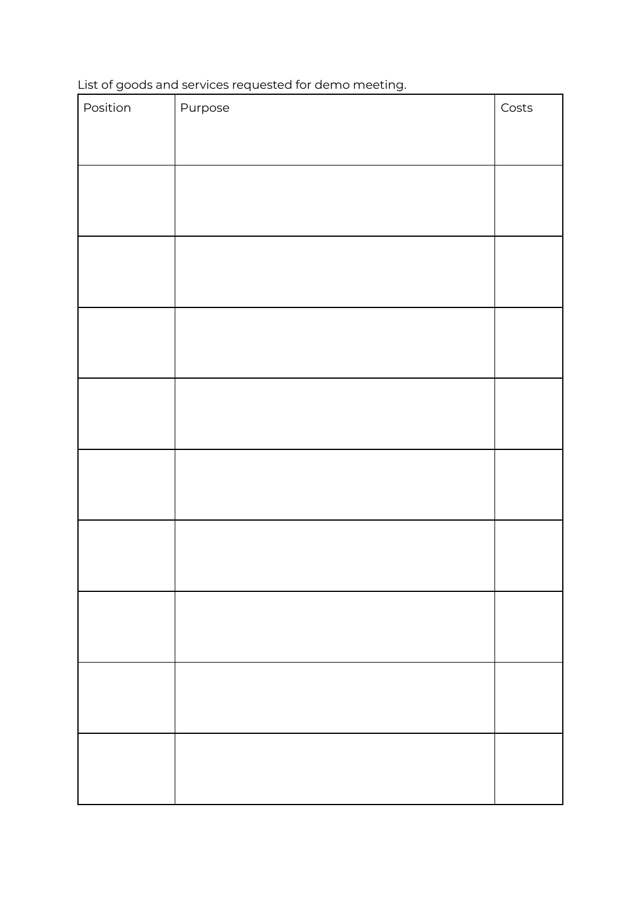List of goods and services requested for demo meeting.

| Position | Purpose | Costs |
| --- | --- | --- |
| | | |
| | | |
| | | |
| | | |
| | | |
| | | |
| | | |
| | | |
| | | |